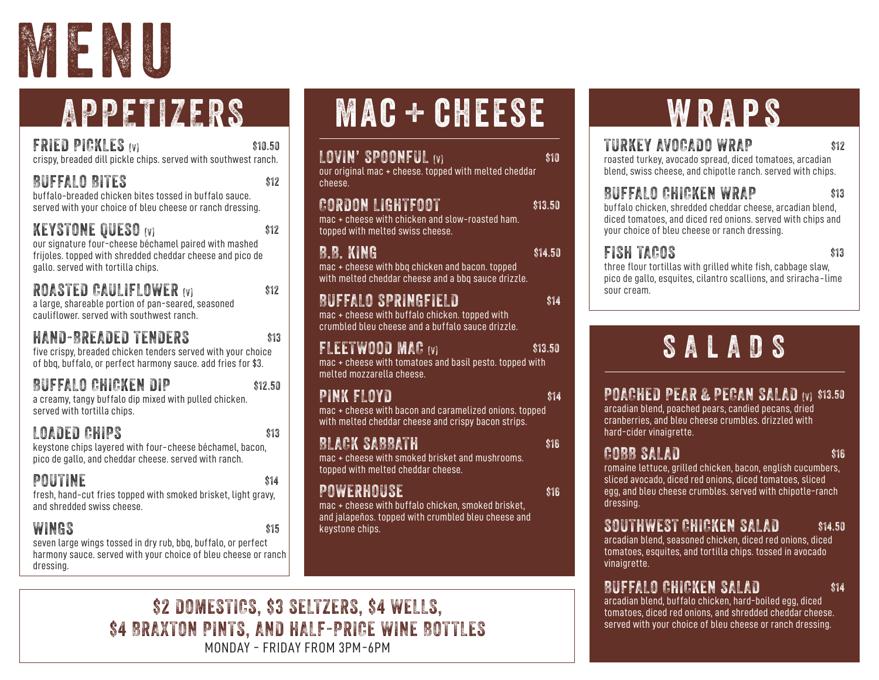# MENU

## APPETIZERS

### FRIED PICKLES (V) — $10.50
crispy, breaded dill pickle chips. served with southwest ranch.

### BUFFALO BITES — $12
buffalo-breaded chicken bites tossed in buffalo sauce. served with your choice of bleu cheese or ranch dressing.

### KEYSTONE QUESO (V) — $12
our signature four-cheese béchamel paired with mashed frijoles. topped with shredded cheddar cheese and pico de gallo. served with tortilla chips.

### ROASTED CAULIFLOWER (V) — $12
a large, shareable portion of pan-seared, seasoned cauliflower. served with southwest ranch.

### HAND-BREADED TENDERS — $13
five crispy, breaded chicken tenders served with your choice of bbq, buffalo, or perfect harmony sauce. add fries for $3.

### BUFFALO CHICKEN DIP — $12.50
a creamy, tangy buffalo dip mixed with pulled chicken. served with tortilla chips.

### LOADED CHIPS — $13
keystone chips layered with four-cheese béchamel, bacon, pico de gallo, and cheddar cheese. served with ranch.

### POUTINE — $14
fresh, hand-cut fries topped with smoked brisket, light gravy, and shredded swiss cheese.

### WINGS — $15
seven large wings tossed in dry rub, bbq, buffalo, or perfect harmony sauce. served with your choice of bleu cheese or ranch dressing.

## MAC + CHEESE

### LOVIN' SPOONFUL (V) — $10
our original mac + cheese. topped with melted cheddar cheese.

### CORDON LIGHTFOOT — $13.50
mac + cheese with chicken and slow-roasted ham. topped with melted swiss cheese.

### B.B. KING — $14.50
mac + cheese with bbq chicken and bacon. topped with melted cheddar cheese and a bbq sauce drizzle.

### BUFFALO SPRINGFIELD — $14
mac + cheese with buffalo chicken. topped with crumbled bleu cheese and a buffalo sauce drizzle.

### FLEETWOOD MAC (V) — $13.50
mac + cheese with tomatoes and basil pesto. topped with melted mozzarella cheese.

### PINK FLOYD — $14
mac + cheese with bacon and caramelized onions. topped with melted cheddar cheese and crispy bacon strips.

### BLACK SABBATH — $16
mac + cheese with smoked brisket and mushrooms. topped with melted cheddar cheese.

### POWERHOUSE — $16
mac + cheese with buffalo chicken, smoked brisket, and jalapeños. topped with crumbled bleu cheese and keystone chips.

## WRAPS

### TURKEY AVOCADO WRAP — $12
roasted turkey, avocado spread, diced tomatoes, arcadian blend, swiss cheese, and chipotle ranch. served with chips.

### BUFFALO CHICKEN WRAP — $13
buffalo chicken, shredded cheddar cheese, arcadian blend, diced tomatoes, and diced red onions. served with chips and your choice of bleu cheese or ranch dressing.

### FISH TACOS — $13
three flour tortillas with grilled white fish, cabbage slaw, pico de gallo, esquites, cilantro scallions, and sriracha-lime sour cream.

## SALADS

### POACHED PEAR & PECAN SALAD (V) — $13.50
arcadian blend, poached pears, candied pecans, dried cranberries, and bleu cheese crumbles. drizzled with hard-cider vinaigrette.

### COBB SALAD — $16
romaine lettuce, grilled chicken, bacon, english cucumbers, sliced avocado, diced red onions, diced tomatoes, sliced egg, and bleu cheese crumbles. served with chipotle-ranch dressing.

### SOUTHWEST CHICKEN SALAD — $14.50
arcadian blend, seasoned chicken, diced red onions, diced tomatoes, esquites, and tortilla chips. tossed in avocado vinaigrette.

### BUFFALO CHICKEN SALAD — $14
arcadian blend, buffalo chicken, hard-boiled egg, diced tomatoes, diced red onions, and shredded cheddar cheese. served with your choice of bleu cheese or ranch dressing.

---

**$2 DOMESTICS, $3 SELTZERS, $4 WELLS, $4 BRAXTON PINTS, AND HALF-PRICE WINE BOTTLES**

MONDAY - FRIDAY FROM 3PM-6PM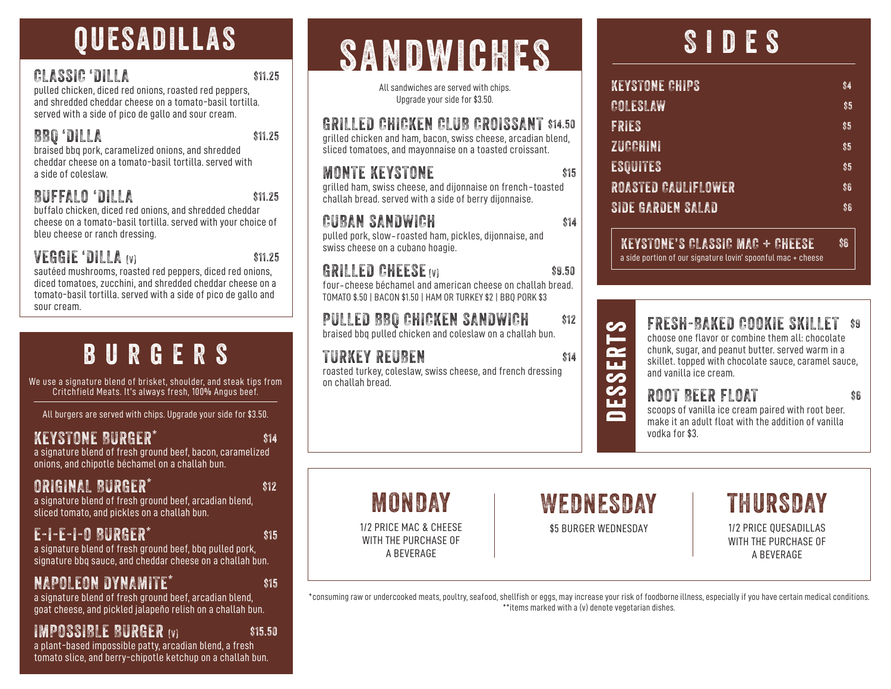# QUESADILLAS

### CLASSIC 'DILLA — $11.25
pulled chicken, diced red onions, roasted red peppers, and shredded cheddar cheese on a tomato-basil tortilla. served with a side of pico de gallo and sour cream.

### BBQ 'DILLA — $11.25
braised bbq pork, caramelized onions, and shredded cheddar cheese on a tomato-basil tortilla. served with a side of coleslaw.

### BUFFALO 'DILLA — $11.25
buffalo chicken, diced red onions, and shredded cheddar cheese on a tomato-basil tortilla. served with your choice of bleu cheese or ranch dressing.

### VEGGIE 'DILLA (V) — $11.25
sautéed mushrooms, roasted red peppers, diced red onions, diced tomatoes, zucchini, and shredded cheddar cheese on a tomato-basil tortilla. served with a side of pico de gallo and sour cream.

# BURGERS

We use a signature blend of brisket, shoulder, and steak tips from Critchfield Meats. It's always fresh, 100% Angus beef.

All burgers are served with chips. Upgrade your side for $3.50.

### KEYSTONE BURGER* — $14
a signature blend of fresh ground beef, bacon, caramelized onions, and chipotle béchamel on a challah bun.

### ORIGINAL BURGER* — $12
a signature blend of fresh ground beef, arcadian blend, sliced tomato, and pickles on a challah bun.

### E-I-E-I-O BURGER* — $15
a signature blend of fresh ground beef, bbq pulled pork, signature bbq sauce, and cheddar cheese on a challah bun.

### NAPOLEON DYNAMITE* — $15
a signature blend of fresh ground beef, arcadian blend, goat cheese, and pickled jalapeño relish on a challah bun.

### IMPOSSIBLE BURGER (V) — $15.50
a plant-based impossible patty, arcadian blend, a fresh tomato slice, and berry-chipotle ketchup on a challah bun.

# SANDWICHES

All sandwiches are served with chips.
Upgrade your side for $3.50.

### GRILLED CHICKEN CLUB CROISSANT — $14.50
grilled chicken and ham, bacon, swiss cheese, arcadian blend, sliced tomatoes, and mayonnaise on a toasted croissant.

### MONTE KEYSTONE — $15
grilled ham, swiss cheese, and dijonnaise on french-toasted challah bread. served with a side of berry dijonnaise.

### CUBAN SANDWICH — $14
pulled pork, slow-roasted ham, pickles, dijonnaise, and swiss cheese on a cubano hoagie.

### GRILLED CHEESE (V) — $9.50
four-cheese béchamel and american cheese on challah bread.
TOMATO $.50 | BACON $1.50 | HAM OR TURKEY $2 | BBQ PORK $3

### PULLED BBQ CHICKEN SANDWICH — $12
braised bbq pulled chicken and coleslaw on a challah bun.

### TURKEY REUBEN — $14
roasted turkey, coleslaw, swiss cheese, and french dressing on challah bread.

# SIDES

| | |
|---|---|
| KEYSTONE CHIPS | $4 |
| COLESLAW | $5 |
| FRIES | $5 |
| ZUCCHINI | $5 |
| ESQUITES | $5 |
| ROASTED CAULIFLOWER | $6 |
| SIDE GARDEN SALAD | $6 |

### KEYSTONE'S CLASSIC MAC + CHEESE — $6
a side portion of our signature lovin' spoonful mac + cheese

# DESSERTS

### FRESH-BAKED COOKIE SKILLET — $9
choose one flavor or combine them all: chocolate chunk, sugar, and peanut butter. served warm in a skillet. topped with chocolate sauce, caramel sauce, and vanilla ice cream.

### ROOT BEER FLOAT — $6
scoops of vanilla ice cream paired with root beer. make it an adult float with the addition of vanilla vodka for $3.

## MONDAY
1/2 PRICE MAC & CHEESE WITH THE PURCHASE OF A BEVERAGE

## WEDNESDAY
$5 BURGER WEDNESDAY

## THURSDAY
1/2 PRICE QUESADILLAS WITH THE PURCHASE OF A BEVERAGE

*consuming raw or undercooked meats, poultry, seafood, shellfish or eggs, may increase your risk of foodborne illness, especially if you have certain medical conditions.
**items marked with a (v) denote vegetarian dishes.